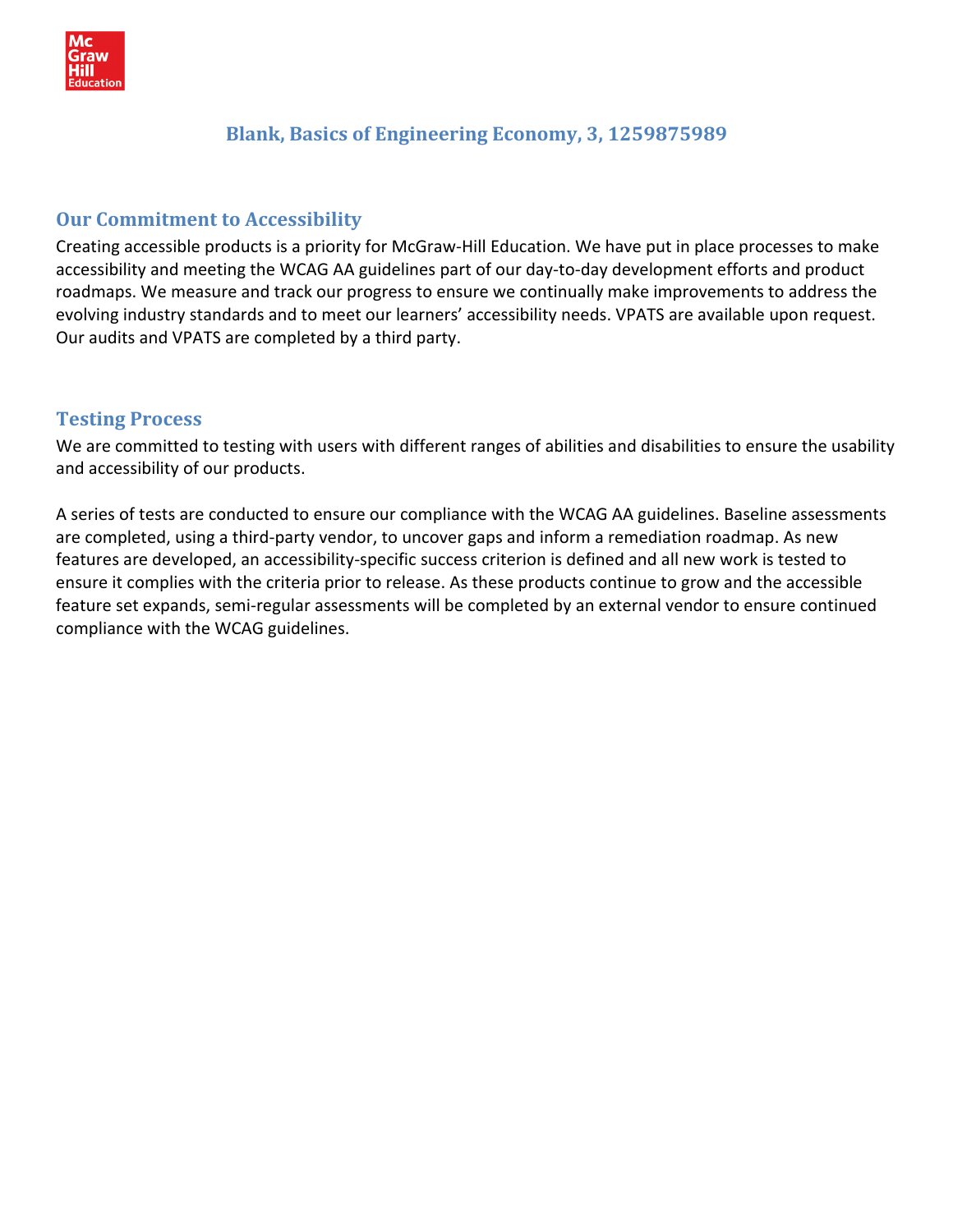# Blank, Basics of Engineering Economy, 3, 1259875989

## Our Commitment to Accessibility

Creating accessible products is a priority for McGraw-Hill Education. We have put in place processes to make accessibility and meeting the WCAG AA guidelines part of our day-to-day development efforts and product roadmaps. We measure and track our progress to ensure we continually make improvements to address the evolving industry standards and to meet our learners' accessibility needs. VPATS are available upon request. Our audits and VPATS are completed by a third party.

## Testing Process

We are committed to testing with users with different ranges of abilities and disabilities to ensure the usability and accessibility of our products.

A series of tests are conducted to ensure our compliance with the WCAG AA guidelines. Baseline assessments are completed, using a third-party vendor, to uncover gaps and inform a remediation roadmap. As new features are developed, an accessibility-specific success criterion is defined and all new work is tested to ensure it complies with the criteria prior to release. As these products continue to grow and the accessible feature set expands, semi-regular assessments will be completed by an external vendor to ensure continued compliance with the WCAG guidelines.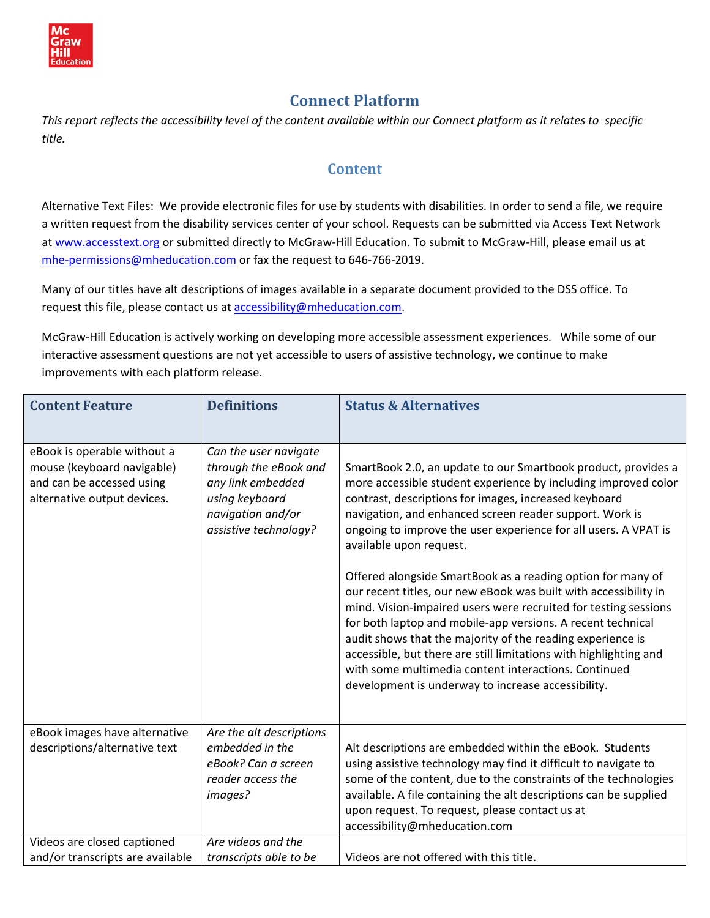# Connect Platform

*This report reflects the accessibility level of the content available within our Connect platform as it relates to specific title.*

## Content

Alternative Text Files: We provide electronic files for use by students with disabilities. In order to send a file, we require a written request from the disability services center of your school. Requests can be submitted via Access Text Network at [www.accesstext.org](www.accesstext.org) or submitted directly to McGraw-Hill Education. To submit to McGraw-Hill, please email us at [mhe-permissions@mheducation.com](mailto:mhe-permissions@mheducation.com) or fax the request to 646-766-2019.

Many of our titles have alt descriptions of images available in a separate document provided to the DSS office. To request this file, please contact us at [accessibility@mheducation.com](mailto:accessibility@mheducation.com).

McGraw-Hill Education is actively working on developing more accessible assessment experiences. While some of our interactive assessment questions are not yet accessible to users of assistive technology, we continue to make improvements with each platform release.

| Content Feature | Definitions | Status & Alternatives |
|---|---|---|
| eBook is operable without a mouse (keyboard navigable) and can be accessed using alternative output devices. | *Can the user navigate through the eBook and any link embedded using keyboard navigation and/or assistive technology?* | SmartBook 2.0, an update to our Smartbook product, provides a more accessible student experience by including improved color contrast, descriptions for images, increased keyboard navigation, and enhanced screen reader support. Work is ongoing to improve the user experience for all users. A VPAT is available upon request.<br><br>Offered alongside SmartBook as a reading option for many of our recent titles, our new eBook was built with accessibility in mind. Vision-impaired users were recruited for testing sessions for both laptop and mobile-app versions. A recent technical audit shows that the majority of the reading experience is accessible, but there are still limitations with highlighting and with some multimedia content interactions. Continued development is underway to increase accessibility. |
| eBook images have alternative descriptions/alternative text | *Are the alt descriptions embedded in the eBook? Can a screen reader access the images?* | Alt descriptions are embedded within the eBook. Students using assistive technology may find it difficult to navigate to some of the content, due to the constraints of the technologies available. A file containing the alt descriptions can be supplied upon request. To request, please contact us at accessibility@mheducation.com |
| Videos are closed captioned and/or transcripts are available | *Are videos and the transcripts able to be* | Videos are not offered with this title. |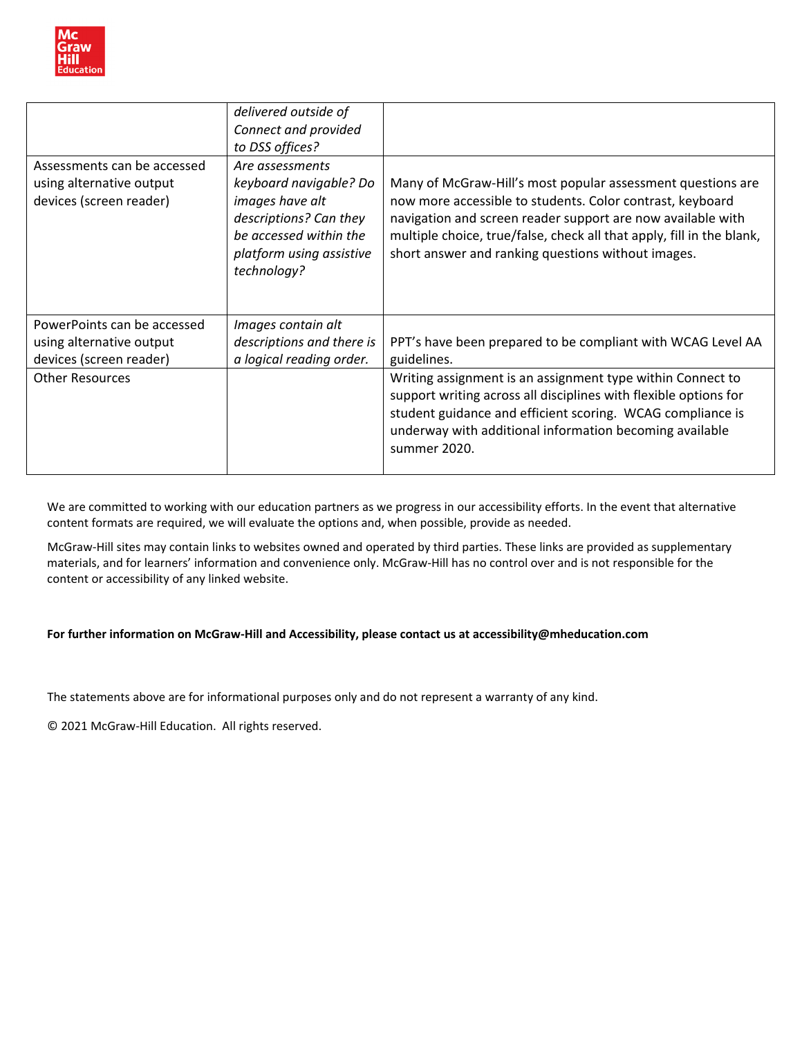| | | |
|---|---|---|
| | *delivered outside of Connect and provided to DSS offices?* | |
| Assessments can be accessed using alternative output devices (screen reader) | *Are assessments keyboard navigable? Do images have alt descriptions? Can they be accessed within the platform using assistive technology?* | Many of McGraw-Hill's most popular assessment questions are now more accessible to students. Color contrast, keyboard navigation and screen reader support are now available with multiple choice, true/false, check all that apply, fill in the blank, short answer and ranking questions without images. |
| PowerPoints can be accessed using alternative output devices (screen reader) | *Images contain alt descriptions and there is a logical reading order.* | PPT's have been prepared to be compliant with WCAG Level AA guidelines. |
| Other Resources | | Writing assignment is an assignment type within Connect to support writing across all disciplines with flexible options for student guidance and efficient scoring. WCAG compliance is underway with additional information becoming available summer 2020. |

We are committed to working with our education partners as we progress in our accessibility efforts. In the event that alternative content formats are required, we will evaluate the options and, when possible, provide as needed.

McGraw-Hill sites may contain links to websites owned and operated by third parties. These links are provided as supplementary materials, and for learners' information and convenience only. McGraw-Hill has no control over and is not responsible for the content or accessibility of any linked website.

**For further information on McGraw-Hill and Accessibility, please contact us at accessibility@mheducation.com**

The statements above are for informational purposes only and do not represent a warranty of any kind.

© 2021 McGraw-Hill Education. All rights reserved.